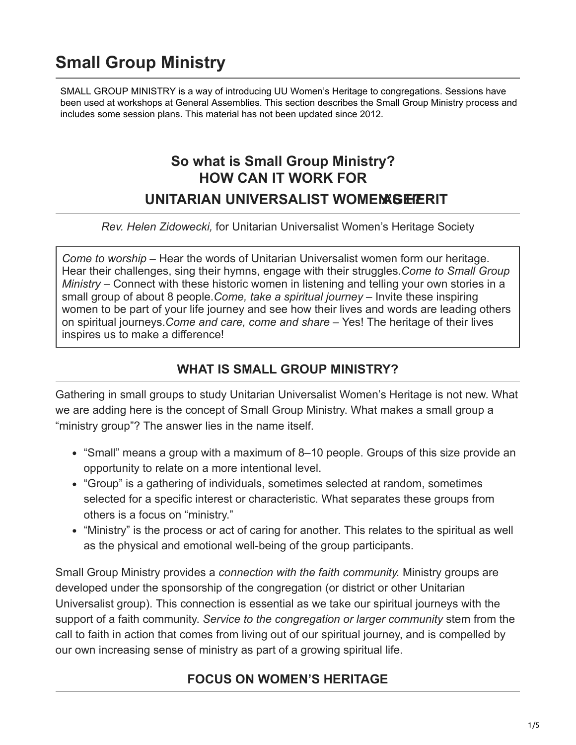# Small Group Ministry

SMALL GROUP MINISTRY is a way of introducing UU Women's Heritage to congregations. Sessions have been used at workshops at General Assemblies. This section describes the Small Group Ministry process and includes some session plans. This material has not been updated since 2012.

## So what is Small Group Ministry?
## HOW CAN IT WORK FOR
## UNITARIAN UNIVERSALIST WOMEN'S HERITAGE?

*Rev. Helen Zidowecki,* for Unitarian Universalist Women's Heritage Society

*Come to worship* – Hear the words of Unitarian Universalist women form our heritage. Hear their challenges, sing their hymns, engage with their struggles.*Come to Small Group Ministry* – Connect with these historic women in listening and telling your own stories in a small group of about 8 people.*Come, take a spiritual journey* – Invite these inspiring women to be part of your life journey and see how their lives and words are leading others on spiritual journeys.*Come and care, come and share* – Yes! The heritage of their lives inspires us to make a difference!

### WHAT IS SMALL GROUP MINISTRY?

Gathering in small groups to study Unitarian Universalist Women's Heritage is not new. What we are adding here is the concept of Small Group Ministry. What makes a small group a "ministry group"? The answer lies in the name itself.

- "Small" means a group with a maximum of 8–10 people. Groups of this size provide an opportunity to relate on a more intentional level.
- "Group" is a gathering of individuals, sometimes selected at random, sometimes selected for a specific interest or characteristic. What separates these groups from others is a focus on "ministry."
- "Ministry" is the process or act of caring for another. This relates to the spiritual as well as the physical and emotional well-being of the group participants.

Small Group Ministry provides a *connection with the faith community.* Ministry groups are developed under the sponsorship of the congregation (or district or other Unitarian Universalist group). This connection is essential as we take our spiritual journeys with the support of a faith community. *Service to the congregation or larger community* stem from the call to faith in action that comes from living out of our spiritual journey, and is compelled by our own increasing sense of ministry as part of a growing spiritual life.

### FOCUS ON WOMEN'S HERITAGE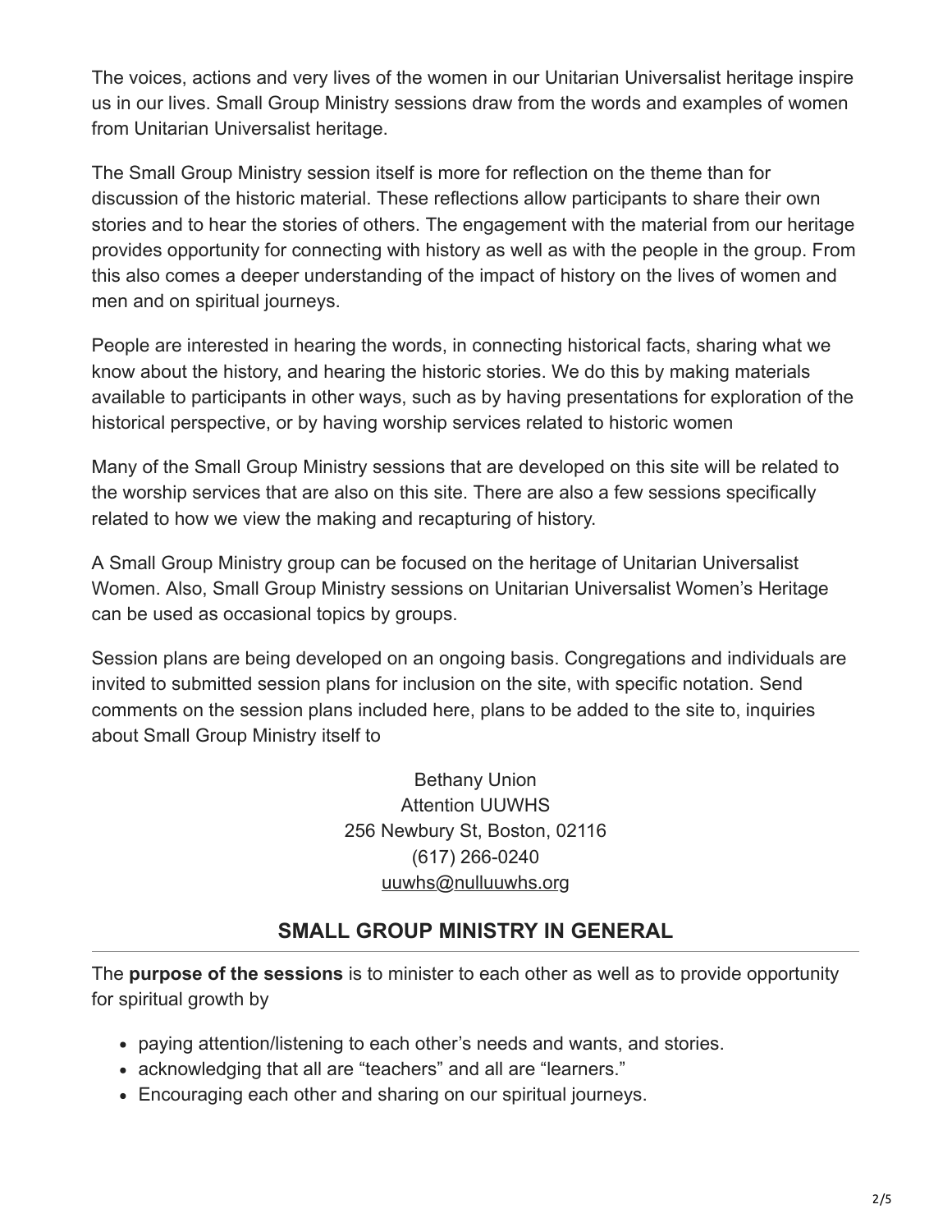The voices, actions and very lives of the women in our Unitarian Universalist heritage inspire us in our lives. Small Group Ministry sessions draw from the words and examples of women from Unitarian Universalist heritage.

The Small Group Ministry session itself is more for reflection on the theme than for discussion of the historic material. These reflections allow participants to share their own stories and to hear the stories of others. The engagement with the material from our heritage provides opportunity for connecting with history as well as with the people in the group. From this also comes a deeper understanding of the impact of history on the lives of women and men and on spiritual journeys.

People are interested in hearing the words, in connecting historical facts, sharing what we know about the history, and hearing the historic stories. We do this by making materials available to participants in other ways, such as by having presentations for exploration of the historical perspective, or by having worship services related to historic women

Many of the Small Group Ministry sessions that are developed on this site will be related to the worship services that are also on this site. There are also a few sessions specifically related to how we view the making and recapturing of history.

A Small Group Ministry group can be focused on the heritage of Unitarian Universalist Women. Also, Small Group Ministry sessions on Unitarian Universalist Women's Heritage can be used as occasional topics by groups.

Session plans are being developed on an ongoing basis. Congregations and individuals are invited to submitted session plans for inclusion on the site, with specific notation. Send comments on the session plans included here, plans to be added to the site to, inquiries about Small Group Ministry itself to

Bethany Union
Attention UUWHS
256 Newbury St, Boston, 02116
(617) 266-0240
uuwhs@nulluuwhs.org

## SMALL GROUP MINISTRY IN GENERAL

The **purpose of the sessions** is to minister to each other as well as to provide opportunity for spiritual growth by

- paying attention/listening to each other's needs and wants, and stories.
- acknowledging that all are "teachers" and all are "learners."
- Encouraging each other and sharing on our spiritual journeys.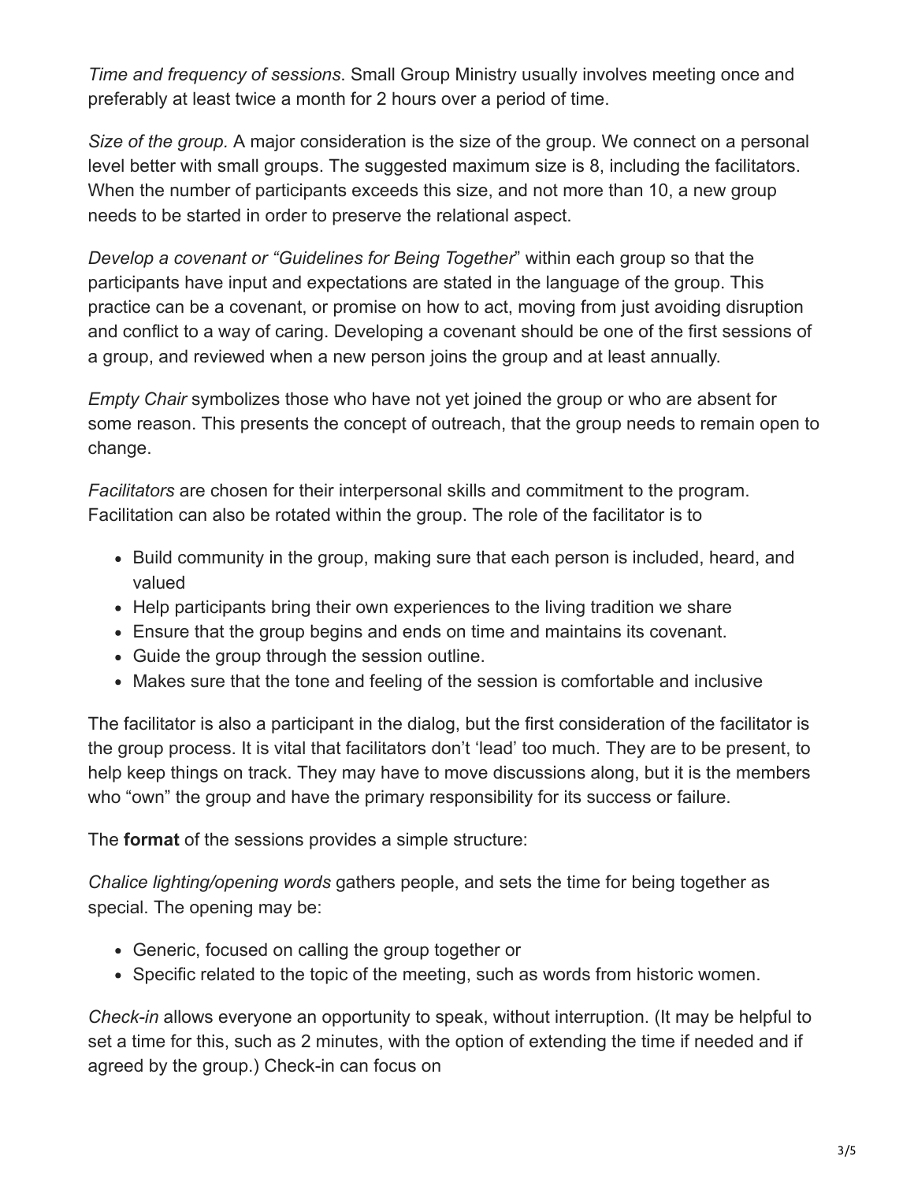*Time and frequency of sessions*. Small Group Ministry usually involves meeting once and preferably at least twice a month for 2 hours over a period of time.

*Size of the group.* A major consideration is the size of the group. We connect on a personal level better with small groups. The suggested maximum size is 8, including the facilitators. When the number of participants exceeds this size, and not more than 10, a new group needs to be started in order to preserve the relational aspect.

*Develop a covenant or "Guidelines for Being Together*" within each group so that the participants have input and expectations are stated in the language of the group. This practice can be a covenant, or promise on how to act, moving from just avoiding disruption and conflict to a way of caring. Developing a covenant should be one of the first sessions of a group, and reviewed when a new person joins the group and at least annually.

*Empty Chair* symbolizes those who have not yet joined the group or who are absent for some reason. This presents the concept of outreach, that the group needs to remain open to change.

*Facilitators* are chosen for their interpersonal skills and commitment to the program. Facilitation can also be rotated within the group. The role of the facilitator is to

- Build community in the group, making sure that each person is included, heard, and valued
- Help participants bring their own experiences to the living tradition we share
- Ensure that the group begins and ends on time and maintains its covenant.
- Guide the group through the session outline.
- Makes sure that the tone and feeling of the session is comfortable and inclusive

The facilitator is also a participant in the dialog, but the first consideration of the facilitator is the group process. It is vital that facilitators don't 'lead' too much. They are to be present, to help keep things on track. They may have to move discussions along, but it is the members who "own" the group and have the primary responsibility for its success or failure.

The **format** of the sessions provides a simple structure:

*Chalice lighting/opening words* gathers people, and sets the time for being together as special. The opening may be:

- Generic, focused on calling the group together or
- Specific related to the topic of the meeting, such as words from historic women.

*Check-in* allows everyone an opportunity to speak, without interruption. (It may be helpful to set a time for this, such as 2 minutes, with the option of extending the time if needed and if agreed by the group.) Check-in can focus on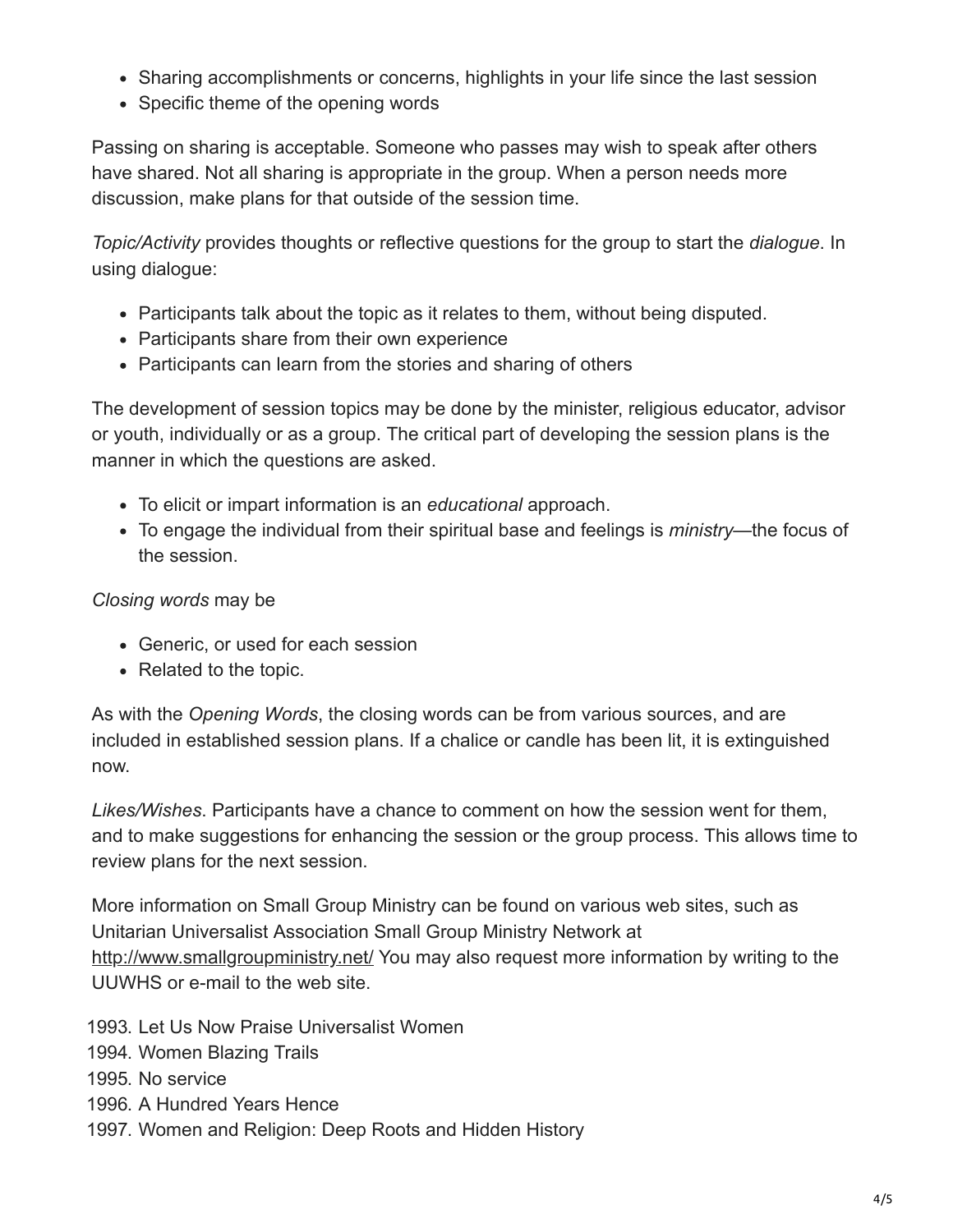- Sharing accomplishments or concerns, highlights in your life since the last session
- Specific theme of the opening words

Passing on sharing is acceptable. Someone who passes may wish to speak after others have shared. Not all sharing is appropriate in the group. When a person needs more discussion, make plans for that outside of the session time.

*Topic/Activity* provides thoughts or reflective questions for the group to start the *dialogue*. In using dialogue:

- Participants talk about the topic as it relates to them, without being disputed.
- Participants share from their own experience
- Participants can learn from the stories and sharing of others

The development of session topics may be done by the minister, religious educator, advisor or youth, individually or as a group. The critical part of developing the session plans is the manner in which the questions are asked.

- To elicit or impart information is an *educational* approach.
- To engage the individual from their spiritual base and feelings is *ministry*—the focus of the session.

*Closing words* may be

- Generic, or used for each session
- Related to the topic.

As with the *Opening Words*, the closing words can be from various sources, and are included in established session plans. If a chalice or candle has been lit, it is extinguished now.

*Likes/Wishes*. Participants have a chance to comment on how the session went for them, and to make suggestions for enhancing the session or the group process. This allows time to review plans for the next session.

More information on Small Group Ministry can be found on various web sites, such as Unitarian Universalist Association Small Group Ministry Network at [http://www.smallgroupministry.net/](http://www.smallgroupministry.net/) You may also request more information by writing to the UUWHS or e-mail to the web site.

1993. Let Us Now Praise Universalist Women
1994. Women Blazing Trails
1995. No service
1996. A Hundred Years Hence
1997. Women and Religion: Deep Roots and Hidden History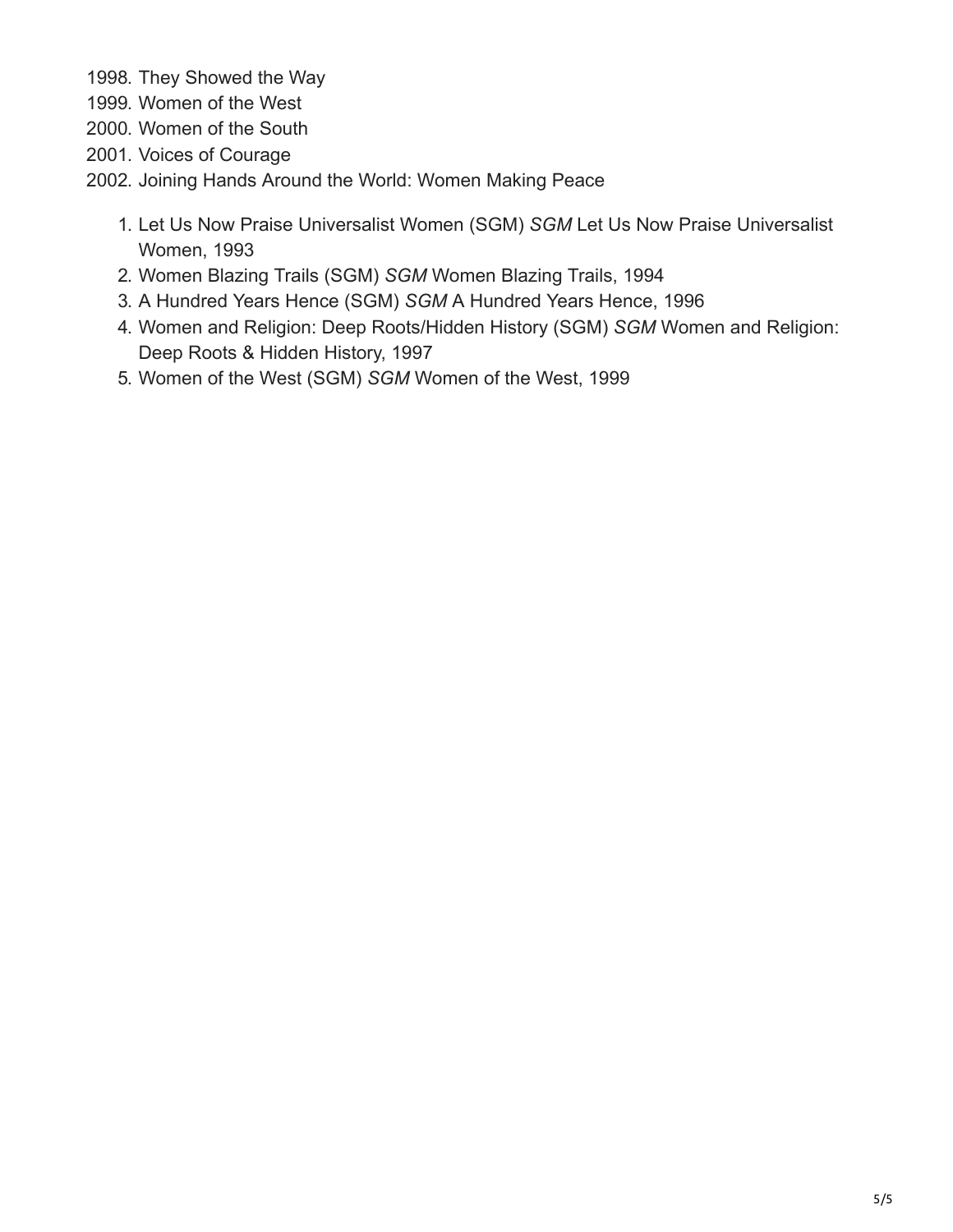1998. They Showed the Way
1999. Women of the West
2000. Women of the South
2001. Voices of Courage
2002. Joining Hands Around the World: Women Making Peace

    1. Let Us Now Praise Universalist Women (SGM) *SGM* Let Us Now Praise Universalist Women, 1993
    2. Women Blazing Trails (SGM) *SGM* Women Blazing Trails, 1994
    3. A Hundred Years Hence (SGM) *SGM* A Hundred Years Hence, 1996
    4. Women and Religion: Deep Roots/Hidden History (SGM) *SGM* Women and Religion: Deep Roots & Hidden History, 1997
    5. Women of the West (SGM) *SGM* Women of the West, 1999